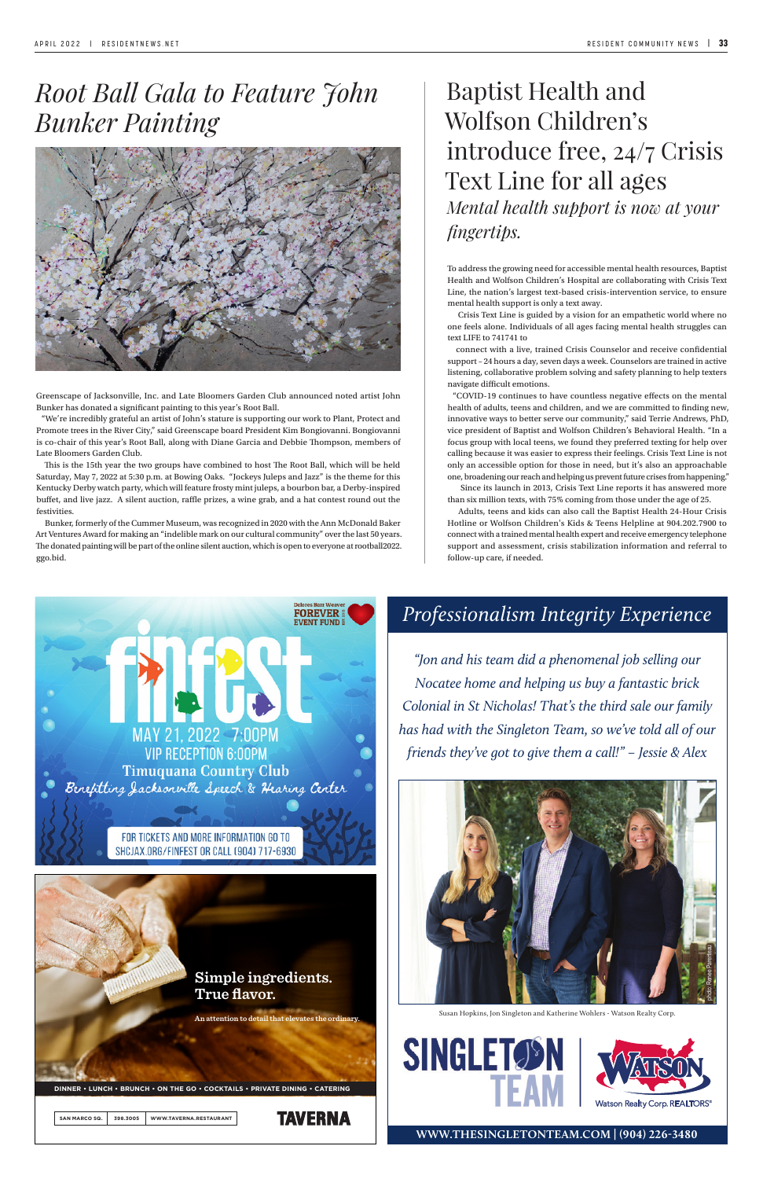# *Root Ball Gala to Feature John Bunker Painting*

Greenscape of Jacksonville, Inc. and Late Bloomers Garden Club announced noted artist John Bunker has donated a significant painting to this year's Root Ball.

"We're incredibly grateful an artist of John's stature is supporting our work to Plant, Protect and Promote trees in the River City," said Greenscape board President Kim Bongiovanni. Bongiovanni is co-chair of this year's Root Ball, along with Diane Garcia and Debbie Thompson, members of Late Bloomers Garden Club.

This is the 15th year the two groups have combined to host The Root Ball, which will be held Saturday, May 7, 2022 at 5:30 p.m. at Bowing Oaks. "Jockeys Juleps and Jazz" is the theme for this Kentucky Derby watch party, which will feature frosty mint juleps, a bourbon bar, a Derby-inspired buffet, and live jazz. A silent auction, raffle prizes, a wine grab, and a hat contest round out the festivities.

Bunker, formerly of the Cummer Museum, was recognized in 2020 with the Ann McDonald Baker Art Ventures Award for making an "indelible mark on our cultural community" over the last 50 years. The donated painting will be part of the online silent auction, which is open to everyone at rootball2022.ggo.bid.

# Baptist Health and Wolfson Children's introduce free, 24/7 Crisis Text Line for all ages

*Mental health support is now at your fingertips.*

To address the growing need for accessible mental health resources, Baptist Health and Wolfson Children's Hospital are collaborating with Crisis Text Line, the nation's largest text-based crisis-intervention service, to ensure mental health support is only a text away.

Crisis Text Line is guided by a vision for an empathetic world where no one feels alone. Individuals of all ages facing mental health struggles can text LIFE to 741741 to

connect with a live, trained Crisis Counselor and receive confidential support - 24 hours a day, seven days a week. Counselors are trained in active listening, collaborative problem solving and safety planning to help texters navigate difficult emotions.

"COVID-19 continues to have countless negative effects on the mental health of adults, teens and children, and we are committed to finding new, innovative ways to better serve our community," said Terrie Andrews, PhD, vice president of Baptist and Wolfson Children's Behavioral Health. "In a focus group with local teens, we found they preferred texting for help over calling because it was easier to express their feelings. Crisis Text Line is not only an accessible option for those in need, but it's also an approachable one, broadening our reach and helping us prevent future crises from happening."

Since its launch in 2013, Crisis Text Line reports it has answered more than six million texts, with 75% coming from those under the age of 25.

Adults, teens and kids can also call the Baptist Health 24-Hour Crisis Hotline or Wolfson Children's Kids & Teens Helpline at 904.202.7900 to connect with a trained mental health expert and receive emergency telephone support and assessment, crisis stabilization information and referral to follow-up care, if needed.

---

Dolores Barr Weaver FOREVER EVENT FUND

**finfest**

MAY 21, 2022 7:00PM
VIP RECEPTION 6:00PM
Timuquana Country Club
Benefitting Jacksonville Speech & Hearing Center

FOR TICKETS AND MORE INFORMATION GO TO SHCJAX.ORG/FINFEST OR CALL (904) 717-6930

---

**Simple ingredients. True flavor.**

An attention to detail that elevates the ordinary.

DINNER • LUNCH • BRUNCH • ON THE GO • COCKTAILS • PRIVATE DINING • CATERING

SAN MARCO SQ. | 398.3005 | WWW.TAVERNA.RESTAURANT

**TAVERNA**

---

## *Professionalism Integrity Experience*

*"Jon and his team did a phenomenal job selling our Nocatee home and helping us buy a fantastic brick Colonial in St Nicholas! That's the third sale our family has had with the Singleton Team, so we've told all of our friends they've got to give them a call!" – Jessie & Alex*

Susan Hopkins, Jon Singleton and Katherine Wohlers - Watson Realty Corp.

SINGLETON TEAM | Watson Realty Corp. REALTORS®

**WWW.THESINGLETONTEAM.COM | (904) 226-3480**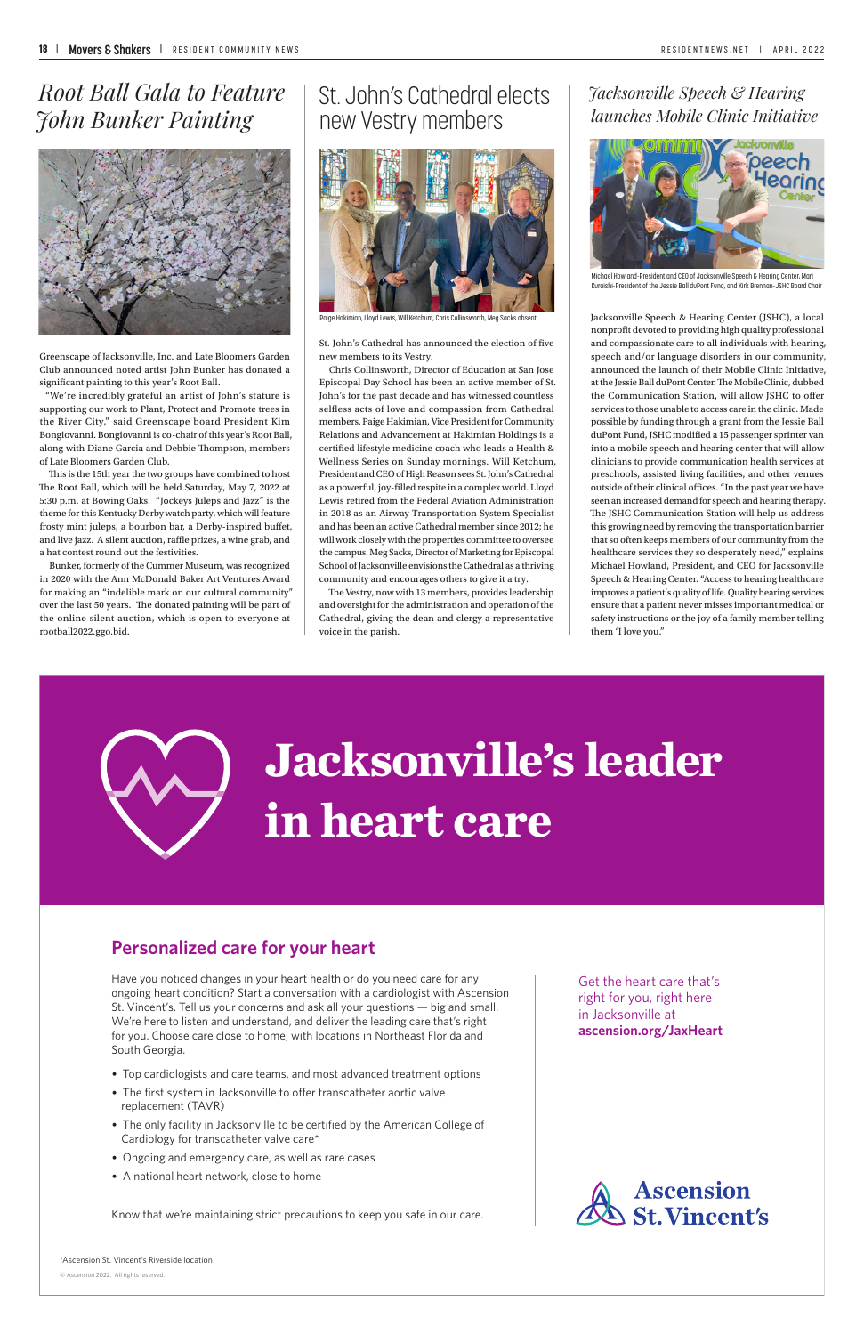# *Root Ball Gala to Feature John Bunker Painting*

Greenscape of Jacksonville, Inc. and Late Bloomers Garden Club announced noted artist John Bunker has donated a significant painting to this year's Root Ball.

"We're incredibly grateful an artist of John's stature is supporting our work to Plant, Protect and Promote trees in the River City," said Greenscape board President Kim Bongiovanni. Bongiovanni is co-chair of this year's Root Ball, along with Diane Garcia and Debbie Thompson, members of Late Bloomers Garden Club.

This is the 15th year the two groups have combined to host The Root Ball, which will be held Saturday, May 7, 2022 at 5:30 p.m. at Bowing Oaks. "Jockeys Juleps and Jazz" is the theme for this Kentucky Derby watch party, which will feature frosty mint juleps, a bourbon bar, a Derby-inspired buffet, and live jazz. A silent auction, raffle prizes, a wine grab, and a hat contest round out the festivities.

Bunker, formerly of the Cummer Museum, was recognized in 2020 with the Ann McDonald Baker Art Ventures Award for making an "indelible mark on our cultural community" over the last 50 years. The donated painting will be part of the online silent auction, which is open to everyone at rootball2022.ggo.bid.

# St. John's Cathedral elects new Vestry members

Paige Hakimian, Lloyd Lewis, Will Ketchum, Chris Collinsworth, Meg Sacks absent

St. John's Cathedral has announced the election of five new members to its Vestry.

Chris Collinsworth, Director of Education at San Jose Episcopal Day School has been an active member of St. John's for the past decade and has witnessed countless selfless acts of love and compassion from Cathedral members. Paige Hakimian, Vice President for Community Relations and Advancement at Hakimian Holdings is a certified lifestyle medicine coach who leads a Health & Wellness Series on Sunday mornings. Will Ketchum, President and CEO of High Reason sees St. John's Cathedral as a powerful, joy-filled respite in a complex world. Lloyd Lewis retired from the Federal Aviation Administration in 2018 as an Airway Transportation System Specialist and has been an active Cathedral member since 2012; he will work closely with the properties committee to oversee the campus. Meg Sacks, Director of Marketing for Episcopal School of Jacksonville envisions the Cathedral as a thriving community and encourages others to give it a try.

The Vestry, now with 13 members, provides leadership and oversight for the administration and operation of the Cathedral, giving the dean and clergy a representative voice in the parish.

# *Jacksonville Speech & Hearing launches Mobile Clinic Initiative*

Michael Howland-President and CEO of Jacksonville Speech & Hearing Center, Mari Kuraishi-President of the Jessie Ball duPont Fund, and Kirk Brennan-JSHC Board Chair

Jacksonville Speech & Hearing Center (JSHC), a local nonprofit devoted to providing high quality professional and compassionate care to all individuals with hearing, speech and/or language disorders in our community, announced the launch of their Mobile Clinic Initiative, at the Jessie Ball duPont Center. The Mobile Clinic, dubbed the Communication Station, will allow JSHC to offer services to those unable to access care in the clinic. Made possible by funding through a grant from the Jessie Ball duPont Fund, JSHC modified a 15 passenger sprinter van into a mobile speech and hearing center that will allow clinicians to provide communication health services at preschools, assisted living facilities, and other venues outside of their clinical offices. "In the past year we have seen an increased demand for speech and hearing therapy. The JSHC Communication Station will help us address this growing need by removing the transportation barrier that so often keeps members of our community from the healthcare services they so desperately need," explains Michael Howland, President, and CEO for Jacksonville Speech & Hearing Center. "Access to hearing healthcare improves a patient's quality of life. Quality hearing services ensure that a patient never misses important medical or safety instructions or the joy of a family member telling them 'I love you.'"

# Jacksonville's leader in heart care

## Personalized care for your heart

Have you noticed changes in your heart health or do you need care for any ongoing heart condition? Start a conversation with a cardiologist with Ascension St. Vincent's. Tell us your concerns and ask all your questions — big and small. We're here to listen and understand, and deliver the leading care that's right for you. Choose care close to home, with locations in Northeast Florida and South Georgia.

- Top cardiologists and care teams, and most advanced treatment options
- The first system in Jacksonville to offer transcatheter aortic valve replacement (TAVR)
- The only facility in Jacksonville to be certified by the American College of Cardiology for transcatheter valve care*
- Ongoing and emergency care, as well as rare cases
- A national heart network, close to home

Know that we're maintaining strict precautions to keep you safe in our care.

Get the heart care that's right for you, right here in Jacksonville at **ascension.org/JaxHeart**

Ascension St. Vincent's

*Ascension St. Vincent's Riverside location

© Ascension 2022. All rights reserved.